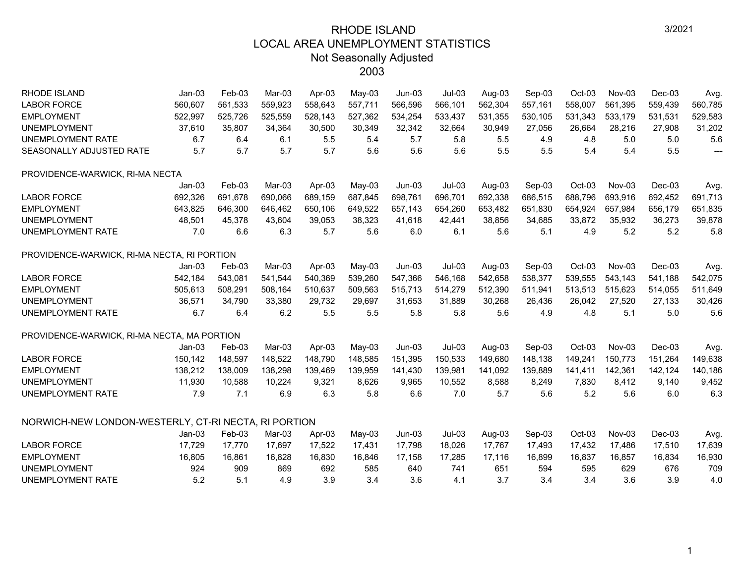# RHODE ISLAND
## LOCAL AREA UNEMPLOYMENT STATISTICS
### Not Seasonally Adjusted
### 2003

3/2021

| RHODE ISLAND | Jan-03 | Feb-03 | Mar-03 | Apr-03 | May-03 | Jun-03 | Jul-03 | Aug-03 | Sep-03 | Oct-03 | Nov-03 | Dec-03 | Avg. |
|---|---|---|---|---|---|---|---|---|---|---|---|---|---|
| LABOR FORCE | 560,607 | 561,533 | 559,923 | 558,643 | 557,711 | 566,596 | 566,101 | 562,304 | 557,161 | 558,007 | 561,395 | 559,439 | 560,785 |
| EMPLOYMENT | 522,997 | 525,726 | 525,559 | 528,143 | 527,362 | 534,254 | 533,437 | 531,355 | 530,105 | 531,343 | 533,179 | 531,531 | 529,583 |
| UNEMPLOYMENT | 37,610 | 35,807 | 34,364 | 30,500 | 30,349 | 32,342 | 32,664 | 30,949 | 27,056 | 26,664 | 28,216 | 27,908 | 31,202 |
| UNEMPLOYMENT RATE | 6.7 | 6.4 | 6.1 | 5.5 | 5.4 | 5.7 | 5.8 | 5.5 | 4.9 | 4.8 | 5.0 | 5.0 | 5.6 |
| SEASONALLY ADJUSTED RATE | 5.7 | 5.7 | 5.7 | 5.7 | 5.6 | 5.6 | 5.6 | 5.5 | 5.5 | 5.4 | 5.4 | 5.5 | --- |

| PROVIDENCE-WARWICK, RI-MA NECTA | Jan-03 | Feb-03 | Mar-03 | Apr-03 | May-03 | Jun-03 | Jul-03 | Aug-03 | Sep-03 | Oct-03 | Nov-03 | Dec-03 | Avg. |
|---|---|---|---|---|---|---|---|---|---|---|---|---|---|
| LABOR FORCE | 692,326 | 691,678 | 690,066 | 689,159 | 687,845 | 698,761 | 696,701 | 692,338 | 686,515 | 688,796 | 693,916 | 692,452 | 691,713 |
| EMPLOYMENT | 643,825 | 646,300 | 646,462 | 650,106 | 649,522 | 657,143 | 654,260 | 653,482 | 651,830 | 654,924 | 657,984 | 656,179 | 651,835 |
| UNEMPLOYMENT | 48,501 | 45,378 | 43,604 | 39,053 | 38,323 | 41,618 | 42,441 | 38,856 | 34,685 | 33,872 | 35,932 | 36,273 | 39,878 |
| UNEMPLOYMENT RATE | 7.0 | 6.6 | 6.3 | 5.7 | 5.6 | 6.0 | 6.1 | 5.6 | 5.1 | 4.9 | 5.2 | 5.2 | 5.8 |

| PROVIDENCE-WARWICK, RI-MA NECTA, RI PORTION | Jan-03 | Feb-03 | Mar-03 | Apr-03 | May-03 | Jun-03 | Jul-03 | Aug-03 | Sep-03 | Oct-03 | Nov-03 | Dec-03 | Avg. |
|---|---|---|---|---|---|---|---|---|---|---|---|---|---|
| LABOR FORCE | 542,184 | 543,081 | 541,544 | 540,369 | 539,260 | 547,366 | 546,168 | 542,658 | 538,377 | 539,555 | 543,143 | 541,188 | 542,075 |
| EMPLOYMENT | 505,613 | 508,291 | 508,164 | 510,637 | 509,563 | 515,713 | 514,279 | 512,390 | 511,941 | 513,513 | 515,623 | 514,055 | 511,649 |
| UNEMPLOYMENT | 36,571 | 34,790 | 33,380 | 29,732 | 29,697 | 31,653 | 31,889 | 30,268 | 26,436 | 26,042 | 27,520 | 27,133 | 30,426 |
| UNEMPLOYMENT RATE | 6.7 | 6.4 | 6.2 | 5.5 | 5.5 | 5.8 | 5.8 | 5.6 | 4.9 | 4.8 | 5.1 | 5.0 | 5.6 |

| PROVIDENCE-WARWICK, RI-MA NECTA, MA PORTION | Jan-03 | Feb-03 | Mar-03 | Apr-03 | May-03 | Jun-03 | Jul-03 | Aug-03 | Sep-03 | Oct-03 | Nov-03 | Dec-03 | Avg. |
|---|---|---|---|---|---|---|---|---|---|---|---|---|---|
| LABOR FORCE | 150,142 | 148,597 | 148,522 | 148,790 | 148,585 | 151,395 | 150,533 | 149,680 | 148,138 | 149,241 | 150,773 | 151,264 | 149,638 |
| EMPLOYMENT | 138,212 | 138,009 | 138,298 | 139,469 | 139,959 | 141,430 | 139,981 | 141,092 | 139,889 | 141,411 | 142,361 | 142,124 | 140,186 |
| UNEMPLOYMENT | 11,930 | 10,588 | 10,224 | 9,321 | 8,626 | 9,965 | 10,552 | 8,588 | 8,249 | 7,830 | 8,412 | 9,140 | 9,452 |
| UNEMPLOYMENT RATE | 7.9 | 7.1 | 6.9 | 6.3 | 5.8 | 6.6 | 7.0 | 5.7 | 5.6 | 5.2 | 5.6 | 6.0 | 6.3 |

| NORWICH-NEW LONDON-WESTERLY, CT-RI NECTA, RI PORTION | Jan-03 | Feb-03 | Mar-03 | Apr-03 | May-03 | Jun-03 | Jul-03 | Aug-03 | Sep-03 | Oct-03 | Nov-03 | Dec-03 | Avg. |
|---|---|---|---|---|---|---|---|---|---|---|---|---|---|
| LABOR FORCE | 17,729 | 17,770 | 17,697 | 17,522 | 17,431 | 17,798 | 18,026 | 17,767 | 17,493 | 17,432 | 17,486 | 17,510 | 17,639 |
| EMPLOYMENT | 16,805 | 16,861 | 16,828 | 16,830 | 16,846 | 17,158 | 17,285 | 17,116 | 16,899 | 16,837 | 16,857 | 16,834 | 16,930 |
| UNEMPLOYMENT | 924 | 909 | 869 | 692 | 585 | 640 | 741 | 651 | 594 | 595 | 629 | 676 | 709 |
| UNEMPLOYMENT RATE | 5.2 | 5.1 | 4.9 | 3.9 | 3.4 | 3.6 | 4.1 | 3.7 | 3.4 | 3.4 | 3.6 | 3.9 | 4.0 |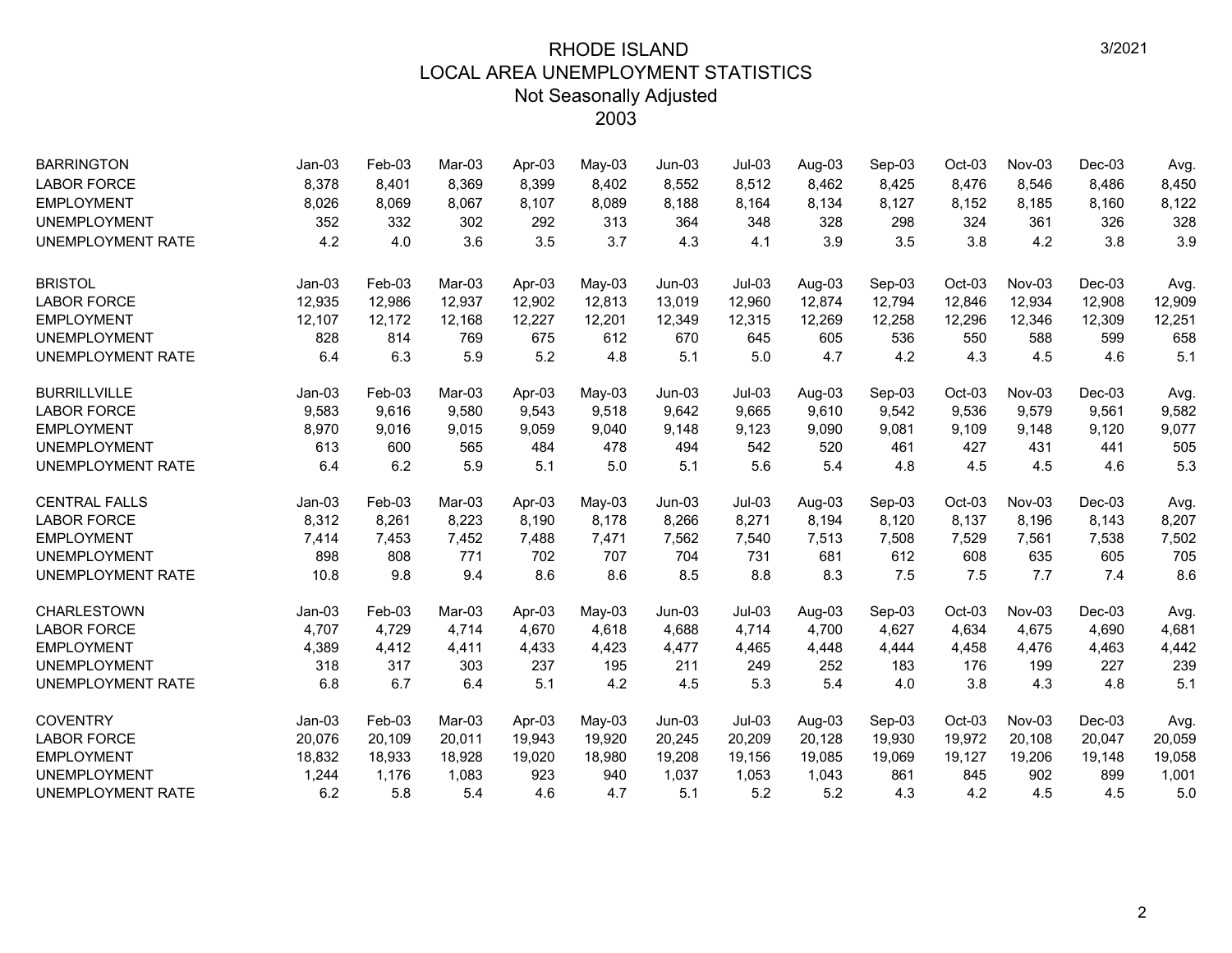# RHODE ISLAND
## LOCAL AREA UNEMPLOYMENT STATISTICS
### Not Seasonally Adjusted
### 2003

3/2021

| BARRINGTON | Jan-03 | Feb-03 | Mar-03 | Apr-03 | May-03 | Jun-03 | Jul-03 | Aug-03 | Sep-03 | Oct-03 | Nov-03 | Dec-03 | Avg. |
|---|---|---|---|---|---|---|---|---|---|---|---|---|---|
| LABOR FORCE | 8,378 | 8,401 | 8,369 | 8,399 | 8,402 | 8,552 | 8,512 | 8,462 | 8,425 | 8,476 | 8,546 | 8,486 | 8,450 |
| EMPLOYMENT | 8,026 | 8,069 | 8,067 | 8,107 | 8,089 | 8,188 | 8,164 | 8,134 | 8,127 | 8,152 | 8,185 | 8,160 | 8,122 |
| UNEMPLOYMENT | 352 | 332 | 302 | 292 | 313 | 364 | 348 | 328 | 298 | 324 | 361 | 326 | 328 |
| UNEMPLOYMENT RATE | 4.2 | 4.0 | 3.6 | 3.5 | 3.7 | 4.3 | 4.1 | 3.9 | 3.5 | 3.8 | 4.2 | 3.8 | 3.9 |

| BRISTOL | Jan-03 | Feb-03 | Mar-03 | Apr-03 | May-03 | Jun-03 | Jul-03 | Aug-03 | Sep-03 | Oct-03 | Nov-03 | Dec-03 | Avg. |
|---|---|---|---|---|---|---|---|---|---|---|---|---|---|
| LABOR FORCE | 12,935 | 12,986 | 12,937 | 12,902 | 12,813 | 13,019 | 12,960 | 12,874 | 12,794 | 12,846 | 12,934 | 12,908 | 12,909 |
| EMPLOYMENT | 12,107 | 12,172 | 12,168 | 12,227 | 12,201 | 12,349 | 12,315 | 12,269 | 12,258 | 12,296 | 12,346 | 12,309 | 12,251 |
| UNEMPLOYMENT | 828 | 814 | 769 | 675 | 612 | 670 | 645 | 605 | 536 | 550 | 588 | 599 | 658 |
| UNEMPLOYMENT RATE | 6.4 | 6.3 | 5.9 | 5.2 | 4.8 | 5.1 | 5.0 | 4.7 | 4.2 | 4.3 | 4.5 | 4.6 | 5.1 |

| BURRILLVILLE | Jan-03 | Feb-03 | Mar-03 | Apr-03 | May-03 | Jun-03 | Jul-03 | Aug-03 | Sep-03 | Oct-03 | Nov-03 | Dec-03 | Avg. |
|---|---|---|---|---|---|---|---|---|---|---|---|---|---|
| LABOR FORCE | 9,583 | 9,616 | 9,580 | 9,543 | 9,518 | 9,642 | 9,665 | 9,610 | 9,542 | 9,536 | 9,579 | 9,561 | 9,582 |
| EMPLOYMENT | 8,970 | 9,016 | 9,015 | 9,059 | 9,040 | 9,148 | 9,123 | 9,090 | 9,081 | 9,109 | 9,148 | 9,120 | 9,077 |
| UNEMPLOYMENT | 613 | 600 | 565 | 484 | 478 | 494 | 542 | 520 | 461 | 427 | 431 | 441 | 505 |
| UNEMPLOYMENT RATE | 6.4 | 6.2 | 5.9 | 5.1 | 5.0 | 5.1 | 5.6 | 5.4 | 4.8 | 4.5 | 4.5 | 4.6 | 5.3 |

| CENTRAL FALLS | Jan-03 | Feb-03 | Mar-03 | Apr-03 | May-03 | Jun-03 | Jul-03 | Aug-03 | Sep-03 | Oct-03 | Nov-03 | Dec-03 | Avg. |
|---|---|---|---|---|---|---|---|---|---|---|---|---|---|
| LABOR FORCE | 8,312 | 8,261 | 8,223 | 8,190 | 8,178 | 8,266 | 8,271 | 8,194 | 8,120 | 8,137 | 8,196 | 8,143 | 8,207 |
| EMPLOYMENT | 7,414 | 7,453 | 7,452 | 7,488 | 7,471 | 7,562 | 7,540 | 7,513 | 7,508 | 7,529 | 7,561 | 7,538 | 7,502 |
| UNEMPLOYMENT | 898 | 808 | 771 | 702 | 707 | 704 | 731 | 681 | 612 | 608 | 635 | 605 | 705 |
| UNEMPLOYMENT RATE | 10.8 | 9.8 | 9.4 | 8.6 | 8.6 | 8.5 | 8.8 | 8.3 | 7.5 | 7.5 | 7.7 | 7.4 | 8.6 |

| CHARLESTOWN | Jan-03 | Feb-03 | Mar-03 | Apr-03 | May-03 | Jun-03 | Jul-03 | Aug-03 | Sep-03 | Oct-03 | Nov-03 | Dec-03 | Avg. |
|---|---|---|---|---|---|---|---|---|---|---|---|---|---|
| LABOR FORCE | 4,707 | 4,729 | 4,714 | 4,670 | 4,618 | 4,688 | 4,714 | 4,700 | 4,627 | 4,634 | 4,675 | 4,690 | 4,681 |
| EMPLOYMENT | 4,389 | 4,412 | 4,411 | 4,433 | 4,423 | 4,477 | 4,465 | 4,448 | 4,444 | 4,458 | 4,476 | 4,463 | 4,442 |
| UNEMPLOYMENT | 318 | 317 | 303 | 237 | 195 | 211 | 249 | 252 | 183 | 176 | 199 | 227 | 239 |
| UNEMPLOYMENT RATE | 6.8 | 6.7 | 6.4 | 5.1 | 4.2 | 4.5 | 5.3 | 5.4 | 4.0 | 3.8 | 4.3 | 4.8 | 5.1 |

| COVENTRY | Jan-03 | Feb-03 | Mar-03 | Apr-03 | May-03 | Jun-03 | Jul-03 | Aug-03 | Sep-03 | Oct-03 | Nov-03 | Dec-03 | Avg. |
|---|---|---|---|---|---|---|---|---|---|---|---|---|---|
| LABOR FORCE | 20,076 | 20,109 | 20,011 | 19,943 | 19,920 | 20,245 | 20,209 | 20,128 | 19,930 | 19,972 | 20,108 | 20,047 | 20,059 |
| EMPLOYMENT | 18,832 | 18,933 | 18,928 | 19,020 | 18,980 | 19,208 | 19,156 | 19,085 | 19,069 | 19,127 | 19,206 | 19,148 | 19,058 |
| UNEMPLOYMENT | 1,244 | 1,176 | 1,083 | 923 | 940 | 1,037 | 1,053 | 1,043 | 861 | 845 | 902 | 899 | 1,001 |
| UNEMPLOYMENT RATE | 6.2 | 5.8 | 5.4 | 4.6 | 4.7 | 5.1 | 5.2 | 5.2 | 4.3 | 4.2 | 4.5 | 4.5 | 5.0 |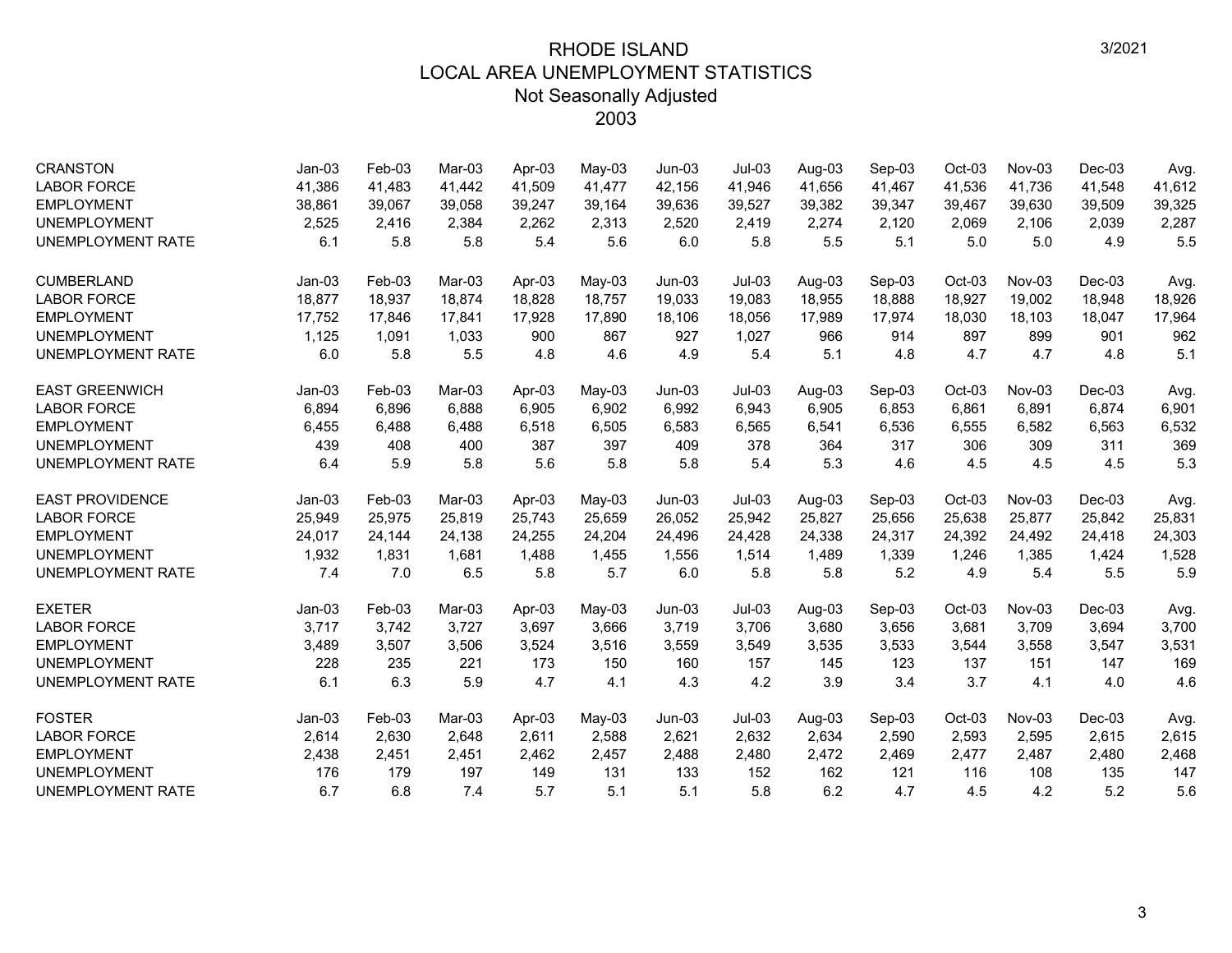# RHODE ISLAND
## LOCAL AREA UNEMPLOYMENT STATISTICS
### Not Seasonally Adjusted
### 2003

3/2021

| CRANSTON | Jan-03 | Feb-03 | Mar-03 | Apr-03 | May-03 | Jun-03 | Jul-03 | Aug-03 | Sep-03 | Oct-03 | Nov-03 | Dec-03 | Avg. |
|---|---|---|---|---|---|---|---|---|---|---|---|---|---|
| LABOR FORCE | 41,386 | 41,483 | 41,442 | 41,509 | 41,477 | 42,156 | 41,946 | 41,656 | 41,467 | 41,536 | 41,736 | 41,548 | 41,612 |
| EMPLOYMENT | 38,861 | 39,067 | 39,058 | 39,247 | 39,164 | 39,636 | 39,527 | 39,382 | 39,347 | 39,467 | 39,630 | 39,509 | 39,325 |
| UNEMPLOYMENT | 2,525 | 2,416 | 2,384 | 2,262 | 2,313 | 2,520 | 2,419 | 2,274 | 2,120 | 2,069 | 2,106 | 2,039 | 2,287 |
| UNEMPLOYMENT RATE | 6.1 | 5.8 | 5.8 | 5.4 | 5.6 | 6.0 | 5.8 | 5.5 | 5.1 | 5.0 | 5.0 | 4.9 | 5.5 |

| CUMBERLAND | Jan-03 | Feb-03 | Mar-03 | Apr-03 | May-03 | Jun-03 | Jul-03 | Aug-03 | Sep-03 | Oct-03 | Nov-03 | Dec-03 | Avg. |
|---|---|---|---|---|---|---|---|---|---|---|---|---|---|
| LABOR FORCE | 18,877 | 18,937 | 18,874 | 18,828 | 18,757 | 19,033 | 19,083 | 18,955 | 18,888 | 18,927 | 19,002 | 18,948 | 18,926 |
| EMPLOYMENT | 17,752 | 17,846 | 17,841 | 17,928 | 17,890 | 18,106 | 18,056 | 17,989 | 17,974 | 18,030 | 18,103 | 18,047 | 17,964 |
| UNEMPLOYMENT | 1,125 | 1,091 | 1,033 | 900 | 867 | 927 | 1,027 | 966 | 914 | 897 | 899 | 901 | 962 |
| UNEMPLOYMENT RATE | 6.0 | 5.8 | 5.5 | 4.8 | 4.6 | 4.9 | 5.4 | 5.1 | 4.8 | 4.7 | 4.7 | 4.8 | 5.1 |

| EAST GREENWICH | Jan-03 | Feb-03 | Mar-03 | Apr-03 | May-03 | Jun-03 | Jul-03 | Aug-03 | Sep-03 | Oct-03 | Nov-03 | Dec-03 | Avg. |
|---|---|---|---|---|---|---|---|---|---|---|---|---|---|
| LABOR FORCE | 6,894 | 6,896 | 6,888 | 6,905 | 6,902 | 6,992 | 6,943 | 6,905 | 6,853 | 6,861 | 6,891 | 6,874 | 6,901 |
| EMPLOYMENT | 6,455 | 6,488 | 6,488 | 6,518 | 6,505 | 6,583 | 6,565 | 6,541 | 6,536 | 6,555 | 6,582 | 6,563 | 6,532 |
| UNEMPLOYMENT | 439 | 408 | 400 | 387 | 397 | 409 | 378 | 364 | 317 | 306 | 309 | 311 | 369 |
| UNEMPLOYMENT RATE | 6.4 | 5.9 | 5.8 | 5.6 | 5.8 | 5.8 | 5.4 | 5.3 | 4.6 | 4.5 | 4.5 | 4.5 | 5.3 |

| EAST PROVIDENCE | Jan-03 | Feb-03 | Mar-03 | Apr-03 | May-03 | Jun-03 | Jul-03 | Aug-03 | Sep-03 | Oct-03 | Nov-03 | Dec-03 | Avg. |
|---|---|---|---|---|---|---|---|---|---|---|---|---|---|
| LABOR FORCE | 25,949 | 25,975 | 25,819 | 25,743 | 25,659 | 26,052 | 25,942 | 25,827 | 25,656 | 25,638 | 25,877 | 25,842 | 25,831 |
| EMPLOYMENT | 24,017 | 24,144 | 24,138 | 24,255 | 24,204 | 24,496 | 24,428 | 24,338 | 24,317 | 24,392 | 24,492 | 24,418 | 24,303 |
| UNEMPLOYMENT | 1,932 | 1,831 | 1,681 | 1,488 | 1,455 | 1,556 | 1,514 | 1,489 | 1,339 | 1,246 | 1,385 | 1,424 | 1,528 |
| UNEMPLOYMENT RATE | 7.4 | 7.0 | 6.5 | 5.8 | 5.7 | 6.0 | 5.8 | 5.8 | 5.2 | 4.9 | 5.4 | 5.5 | 5.9 |

| EXETER | Jan-03 | Feb-03 | Mar-03 | Apr-03 | May-03 | Jun-03 | Jul-03 | Aug-03 | Sep-03 | Oct-03 | Nov-03 | Dec-03 | Avg. |
|---|---|---|---|---|---|---|---|---|---|---|---|---|---|
| LABOR FORCE | 3,717 | 3,742 | 3,727 | 3,697 | 3,666 | 3,719 | 3,706 | 3,680 | 3,656 | 3,681 | 3,709 | 3,694 | 3,700 |
| EMPLOYMENT | 3,489 | 3,507 | 3,506 | 3,524 | 3,516 | 3,559 | 3,549 | 3,535 | 3,533 | 3,544 | 3,558 | 3,547 | 3,531 |
| UNEMPLOYMENT | 228 | 235 | 221 | 173 | 150 | 160 | 157 | 145 | 123 | 137 | 151 | 147 | 169 |
| UNEMPLOYMENT RATE | 6.1 | 6.3 | 5.9 | 4.7 | 4.1 | 4.3 | 4.2 | 3.9 | 3.4 | 3.7 | 4.1 | 4.0 | 4.6 |

| FOSTER | Jan-03 | Feb-03 | Mar-03 | Apr-03 | May-03 | Jun-03 | Jul-03 | Aug-03 | Sep-03 | Oct-03 | Nov-03 | Dec-03 | Avg. |
|---|---|---|---|---|---|---|---|---|---|---|---|---|---|
| LABOR FORCE | 2,614 | 2,630 | 2,648 | 2,611 | 2,588 | 2,621 | 2,632 | 2,634 | 2,590 | 2,593 | 2,595 | 2,615 | 2,615 |
| EMPLOYMENT | 2,438 | 2,451 | 2,451 | 2,462 | 2,457 | 2,488 | 2,480 | 2,472 | 2,469 | 2,477 | 2,487 | 2,480 | 2,468 |
| UNEMPLOYMENT | 176 | 179 | 197 | 149 | 131 | 133 | 152 | 162 | 121 | 116 | 108 | 135 | 147 |
| UNEMPLOYMENT RATE | 6.7 | 6.8 | 7.4 | 5.7 | 5.1 | 5.1 | 5.8 | 6.2 | 4.7 | 4.5 | 4.2 | 5.2 | 5.6 |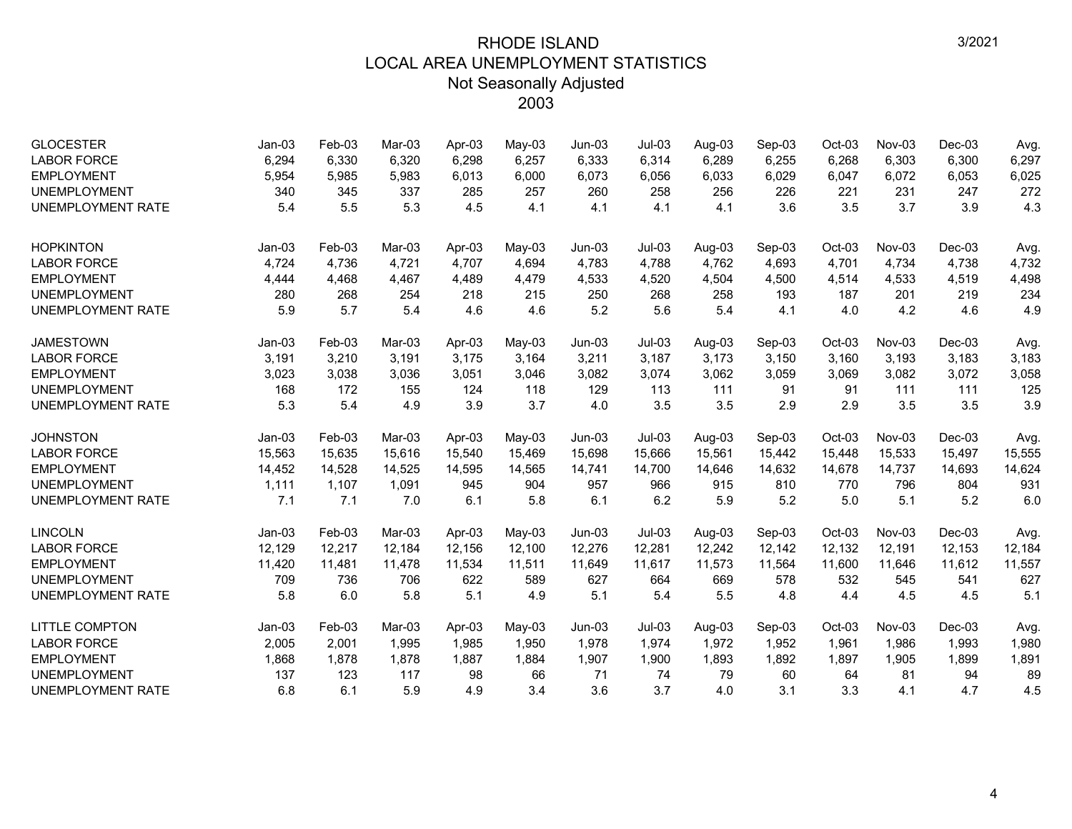# RHODE ISLAND
## LOCAL AREA UNEMPLOYMENT STATISTICS
### Not Seasonally Adjusted
### 2003

3/2021

| GLOCESTER | Jan-03 | Feb-03 | Mar-03 | Apr-03 | May-03 | Jun-03 | Jul-03 | Aug-03 | Sep-03 | Oct-03 | Nov-03 | Dec-03 | Avg. |
|---|---|---|---|---|---|---|---|---|---|---|---|---|---|
| LABOR FORCE | 6,294 | 6,330 | 6,320 | 6,298 | 6,257 | 6,333 | 6,314 | 6,289 | 6,255 | 6,268 | 6,303 | 6,300 | 6,297 |
| EMPLOYMENT | 5,954 | 5,985 | 5,983 | 6,013 | 6,000 | 6,073 | 6,056 | 6,033 | 6,029 | 6,047 | 6,072 | 6,053 | 6,025 |
| UNEMPLOYMENT | 340 | 345 | 337 | 285 | 257 | 260 | 258 | 256 | 226 | 221 | 231 | 247 | 272 |
| UNEMPLOYMENT RATE | 5.4 | 5.5 | 5.3 | 4.5 | 4.1 | 4.1 | 4.1 | 4.1 | 3.6 | 3.5 | 3.7 | 3.9 | 4.3 |

| HOPKINTON | Jan-03 | Feb-03 | Mar-03 | Apr-03 | May-03 | Jun-03 | Jul-03 | Aug-03 | Sep-03 | Oct-03 | Nov-03 | Dec-03 | Avg. |
|---|---|---|---|---|---|---|---|---|---|---|---|---|---|
| LABOR FORCE | 4,724 | 4,736 | 4,721 | 4,707 | 4,694 | 4,783 | 4,788 | 4,762 | 4,693 | 4,701 | 4,734 | 4,738 | 4,732 |
| EMPLOYMENT | 4,444 | 4,468 | 4,467 | 4,489 | 4,479 | 4,533 | 4,520 | 4,504 | 4,500 | 4,514 | 4,533 | 4,519 | 4,498 |
| UNEMPLOYMENT | 280 | 268 | 254 | 218 | 215 | 250 | 268 | 258 | 193 | 187 | 201 | 219 | 234 |
| UNEMPLOYMENT RATE | 5.9 | 5.7 | 5.4 | 4.6 | 4.6 | 5.2 | 5.6 | 5.4 | 4.1 | 4.0 | 4.2 | 4.6 | 4.9 |

| JAMESTOWN | Jan-03 | Feb-03 | Mar-03 | Apr-03 | May-03 | Jun-03 | Jul-03 | Aug-03 | Sep-03 | Oct-03 | Nov-03 | Dec-03 | Avg. |
|---|---|---|---|---|---|---|---|---|---|---|---|---|---|
| LABOR FORCE | 3,191 | 3,210 | 3,191 | 3,175 | 3,164 | 3,211 | 3,187 | 3,173 | 3,150 | 3,160 | 3,193 | 3,183 | 3,183 |
| EMPLOYMENT | 3,023 | 3,038 | 3,036 | 3,051 | 3,046 | 3,082 | 3,074 | 3,062 | 3,059 | 3,069 | 3,082 | 3,072 | 3,058 |
| UNEMPLOYMENT | 168 | 172 | 155 | 124 | 118 | 129 | 113 | 111 | 91 | 91 | 111 | 111 | 125 |
| UNEMPLOYMENT RATE | 5.3 | 5.4 | 4.9 | 3.9 | 3.7 | 4.0 | 3.5 | 3.5 | 2.9 | 2.9 | 3.5 | 3.5 | 3.9 |

| JOHNSTON | Jan-03 | Feb-03 | Mar-03 | Apr-03 | May-03 | Jun-03 | Jul-03 | Aug-03 | Sep-03 | Oct-03 | Nov-03 | Dec-03 | Avg. |
|---|---|---|---|---|---|---|---|---|---|---|---|---|---|
| LABOR FORCE | 15,563 | 15,635 | 15,616 | 15,540 | 15,469 | 15,698 | 15,666 | 15,561 | 15,442 | 15,448 | 15,533 | 15,497 | 15,555 |
| EMPLOYMENT | 14,452 | 14,528 | 14,525 | 14,595 | 14,565 | 14,741 | 14,700 | 14,646 | 14,632 | 14,678 | 14,737 | 14,693 | 14,624 |
| UNEMPLOYMENT | 1,111 | 1,107 | 1,091 | 945 | 904 | 957 | 966 | 915 | 810 | 770 | 796 | 804 | 931 |
| UNEMPLOYMENT RATE | 7.1 | 7.1 | 7.0 | 6.1 | 5.8 | 6.1 | 6.2 | 5.9 | 5.2 | 5.0 | 5.1 | 5.2 | 6.0 |

| LINCOLN | Jan-03 | Feb-03 | Mar-03 | Apr-03 | May-03 | Jun-03 | Jul-03 | Aug-03 | Sep-03 | Oct-03 | Nov-03 | Dec-03 | Avg. |
|---|---|---|---|---|---|---|---|---|---|---|---|---|---|
| LABOR FORCE | 12,129 | 12,217 | 12,184 | 12,156 | 12,100 | 12,276 | 12,281 | 12,242 | 12,142 | 12,132 | 12,191 | 12,153 | 12,184 |
| EMPLOYMENT | 11,420 | 11,481 | 11,478 | 11,534 | 11,511 | 11,649 | 11,617 | 11,573 | 11,564 | 11,600 | 11,646 | 11,612 | 11,557 |
| UNEMPLOYMENT | 709 | 736 | 706 | 622 | 589 | 627 | 664 | 669 | 578 | 532 | 545 | 541 | 627 |
| UNEMPLOYMENT RATE | 5.8 | 6.0 | 5.8 | 5.1 | 4.9 | 5.1 | 5.4 | 5.5 | 4.8 | 4.4 | 4.5 | 4.5 | 5.1 |

| LITTLE COMPTON | Jan-03 | Feb-03 | Mar-03 | Apr-03 | May-03 | Jun-03 | Jul-03 | Aug-03 | Sep-03 | Oct-03 | Nov-03 | Dec-03 | Avg. |
|---|---|---|---|---|---|---|---|---|---|---|---|---|---|
| LABOR FORCE | 2,005 | 2,001 | 1,995 | 1,985 | 1,950 | 1,978 | 1,974 | 1,972 | 1,952 | 1,961 | 1,986 | 1,993 | 1,980 |
| EMPLOYMENT | 1,868 | 1,878 | 1,878 | 1,887 | 1,884 | 1,907 | 1,900 | 1,893 | 1,892 | 1,897 | 1,905 | 1,899 | 1,891 |
| UNEMPLOYMENT | 137 | 123 | 117 | 98 | 66 | 71 | 74 | 79 | 60 | 64 | 81 | 94 | 89 |
| UNEMPLOYMENT RATE | 6.8 | 6.1 | 5.9 | 4.9 | 3.4 | 3.6 | 3.7 | 4.0 | 3.1 | 3.3 | 4.1 | 4.7 | 4.5 |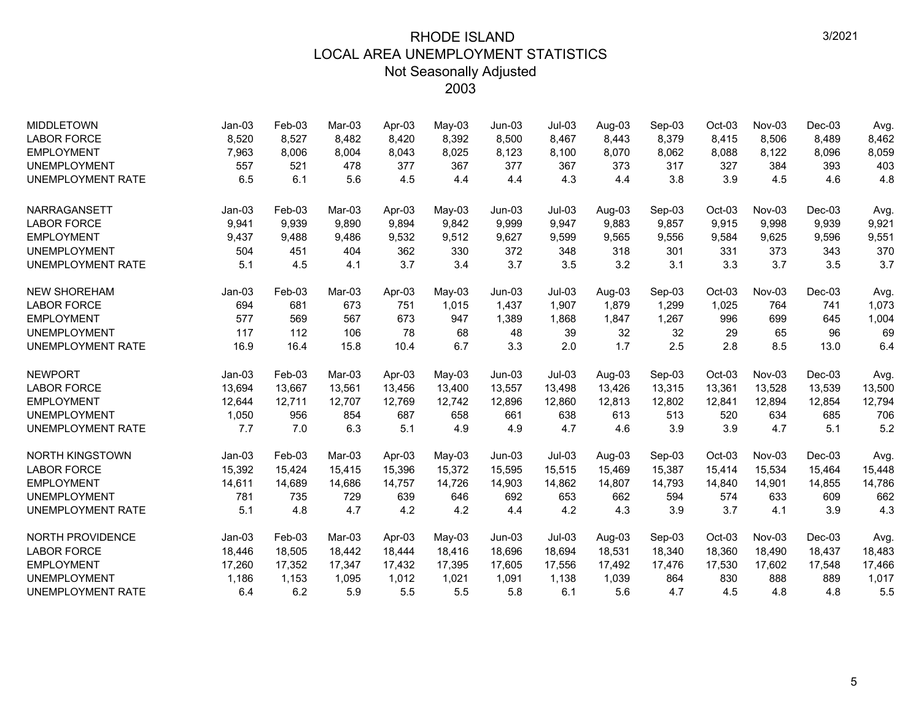# RHODE ISLAND
## LOCAL AREA UNEMPLOYMENT STATISTICS
### Not Seasonally Adjusted
### 2003

3/2021

| MIDDLETOWN | Jan-03 | Feb-03 | Mar-03 | Apr-03 | May-03 | Jun-03 | Jul-03 | Aug-03 | Sep-03 | Oct-03 | Nov-03 | Dec-03 | Avg. |
|---|---|---|---|---|---|---|---|---|---|---|---|---|---|
| LABOR FORCE | 8,520 | 8,527 | 8,482 | 8,420 | 8,392 | 8,500 | 8,467 | 8,443 | 8,379 | 8,415 | 8,506 | 8,489 | 8,462 |
| EMPLOYMENT | 7,963 | 8,006 | 8,004 | 8,043 | 8,025 | 8,123 | 8,100 | 8,070 | 8,062 | 8,088 | 8,122 | 8,096 | 8,059 |
| UNEMPLOYMENT | 557 | 521 | 478 | 377 | 367 | 377 | 367 | 373 | 317 | 327 | 384 | 393 | 403 |
| UNEMPLOYMENT RATE | 6.5 | 6.1 | 5.6 | 4.5 | 4.4 | 4.4 | 4.3 | 4.4 | 3.8 | 3.9 | 4.5 | 4.6 | 4.8 |

| NARRAGANSETT | Jan-03 | Feb-03 | Mar-03 | Apr-03 | May-03 | Jun-03 | Jul-03 | Aug-03 | Sep-03 | Oct-03 | Nov-03 | Dec-03 | Avg. |
|---|---|---|---|---|---|---|---|---|---|---|---|---|---|
| LABOR FORCE | 9,941 | 9,939 | 9,890 | 9,894 | 9,842 | 9,999 | 9,947 | 9,883 | 9,857 | 9,915 | 9,998 | 9,939 | 9,921 |
| EMPLOYMENT | 9,437 | 9,488 | 9,486 | 9,532 | 9,512 | 9,627 | 9,599 | 9,565 | 9,556 | 9,584 | 9,625 | 9,596 | 9,551 |
| UNEMPLOYMENT | 504 | 451 | 404 | 362 | 330 | 372 | 348 | 318 | 301 | 331 | 373 | 343 | 370 |
| UNEMPLOYMENT RATE | 5.1 | 4.5 | 4.1 | 3.7 | 3.4 | 3.7 | 3.5 | 3.2 | 3.1 | 3.3 | 3.7 | 3.5 | 3.7 |

| NEW SHOREHAM | Jan-03 | Feb-03 | Mar-03 | Apr-03 | May-03 | Jun-03 | Jul-03 | Aug-03 | Sep-03 | Oct-03 | Nov-03 | Dec-03 | Avg. |
|---|---|---|---|---|---|---|---|---|---|---|---|---|---|
| LABOR FORCE | 694 | 681 | 673 | 751 | 1,015 | 1,437 | 1,907 | 1,879 | 1,299 | 1,025 | 764 | 741 | 1,073 |
| EMPLOYMENT | 577 | 569 | 567 | 673 | 947 | 1,389 | 1,868 | 1,847 | 1,267 | 996 | 699 | 645 | 1,004 |
| UNEMPLOYMENT | 117 | 112 | 106 | 78 | 68 | 48 | 39 | 32 | 32 | 29 | 65 | 96 | 69 |
| UNEMPLOYMENT RATE | 16.9 | 16.4 | 15.8 | 10.4 | 6.7 | 3.3 | 2.0 | 1.7 | 2.5 | 2.8 | 8.5 | 13.0 | 6.4 |

| NEWPORT | Jan-03 | Feb-03 | Mar-03 | Apr-03 | May-03 | Jun-03 | Jul-03 | Aug-03 | Sep-03 | Oct-03 | Nov-03 | Dec-03 | Avg. |
|---|---|---|---|---|---|---|---|---|---|---|---|---|---|
| LABOR FORCE | 13,694 | 13,667 | 13,561 | 13,456 | 13,400 | 13,557 | 13,498 | 13,426 | 13,315 | 13,361 | 13,528 | 13,539 | 13,500 |
| EMPLOYMENT | 12,644 | 12,711 | 12,707 | 12,769 | 12,742 | 12,896 | 12,860 | 12,813 | 12,802 | 12,841 | 12,894 | 12,854 | 12,794 |
| UNEMPLOYMENT | 1,050 | 956 | 854 | 687 | 658 | 661 | 638 | 613 | 513 | 520 | 634 | 685 | 706 |
| UNEMPLOYMENT RATE | 7.7 | 7.0 | 6.3 | 5.1 | 4.9 | 4.9 | 4.7 | 4.6 | 3.9 | 3.9 | 4.7 | 5.1 | 5.2 |

| NORTH KINGSTOWN | Jan-03 | Feb-03 | Mar-03 | Apr-03 | May-03 | Jun-03 | Jul-03 | Aug-03 | Sep-03 | Oct-03 | Nov-03 | Dec-03 | Avg. |
|---|---|---|---|---|---|---|---|---|---|---|---|---|---|
| LABOR FORCE | 15,392 | 15,424 | 15,415 | 15,396 | 15,372 | 15,595 | 15,515 | 15,469 | 15,387 | 15,414 | 15,534 | 15,464 | 15,448 |
| EMPLOYMENT | 14,611 | 14,689 | 14,686 | 14,757 | 14,726 | 14,903 | 14,862 | 14,807 | 14,793 | 14,840 | 14,901 | 14,855 | 14,786 |
| UNEMPLOYMENT | 781 | 735 | 729 | 639 | 646 | 692 | 653 | 662 | 594 | 574 | 633 | 609 | 662 |
| UNEMPLOYMENT RATE | 5.1 | 4.8 | 4.7 | 4.2 | 4.2 | 4.4 | 4.2 | 4.3 | 3.9 | 3.7 | 4.1 | 3.9 | 4.3 |

| NORTH PROVIDENCE | Jan-03 | Feb-03 | Mar-03 | Apr-03 | May-03 | Jun-03 | Jul-03 | Aug-03 | Sep-03 | Oct-03 | Nov-03 | Dec-03 | Avg. |
|---|---|---|---|---|---|---|---|---|---|---|---|---|---|
| LABOR FORCE | 18,446 | 18,505 | 18,442 | 18,444 | 18,416 | 18,696 | 18,694 | 18,531 | 18,340 | 18,360 | 18,490 | 18,437 | 18,483 |
| EMPLOYMENT | 17,260 | 17,352 | 17,347 | 17,432 | 17,395 | 17,605 | 17,556 | 17,492 | 17,476 | 17,530 | 17,602 | 17,548 | 17,466 |
| UNEMPLOYMENT | 1,186 | 1,153 | 1,095 | 1,012 | 1,021 | 1,091 | 1,138 | 1,039 | 864 | 830 | 888 | 889 | 1,017 |
| UNEMPLOYMENT RATE | 6.4 | 6.2 | 5.9 | 5.5 | 5.5 | 5.8 | 6.1 | 5.6 | 4.7 | 4.5 | 4.8 | 4.8 | 5.5 |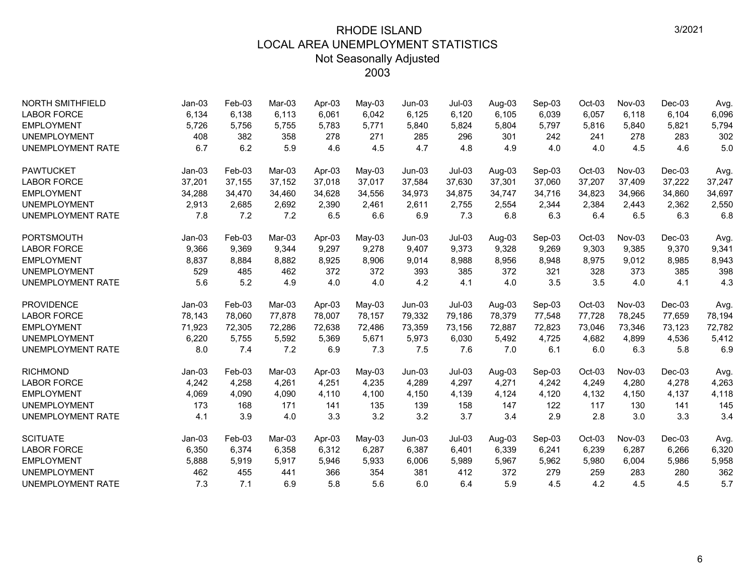# RHODE ISLAND
## LOCAL AREA UNEMPLOYMENT STATISTICS
### Not Seasonally Adjusted
### 2003

3/2021

| NORTH SMITHFIELD | Jan-03 | Feb-03 | Mar-03 | Apr-03 | May-03 | Jun-03 | Jul-03 | Aug-03 | Sep-03 | Oct-03 | Nov-03 | Dec-03 | Avg. |
|---|---|---|---|---|---|---|---|---|---|---|---|---|---|
| LABOR FORCE | 6,134 | 6,138 | 6,113 | 6,061 | 6,042 | 6,125 | 6,120 | 6,105 | 6,039 | 6,057 | 6,118 | 6,104 | 6,096 |
| EMPLOYMENT | 5,726 | 5,756 | 5,755 | 5,783 | 5,771 | 5,840 | 5,824 | 5,804 | 5,797 | 5,816 | 5,840 | 5,821 | 5,794 |
| UNEMPLOYMENT | 408 | 382 | 358 | 278 | 271 | 285 | 296 | 301 | 242 | 241 | 278 | 283 | 302 |
| UNEMPLOYMENT RATE | 6.7 | 6.2 | 5.9 | 4.6 | 4.5 | 4.7 | 4.8 | 4.9 | 4.0 | 4.0 | 4.5 | 4.6 | 5.0 |

| PAWTUCKET | Jan-03 | Feb-03 | Mar-03 | Apr-03 | May-03 | Jun-03 | Jul-03 | Aug-03 | Sep-03 | Oct-03 | Nov-03 | Dec-03 | Avg. |
|---|---|---|---|---|---|---|---|---|---|---|---|---|---|
| LABOR FORCE | 37,201 | 37,155 | 37,152 | 37,018 | 37,017 | 37,584 | 37,630 | 37,301 | 37,060 | 37,207 | 37,409 | 37,222 | 37,247 |
| EMPLOYMENT | 34,288 | 34,470 | 34,460 | 34,628 | 34,556 | 34,973 | 34,875 | 34,747 | 34,716 | 34,823 | 34,966 | 34,860 | 34,697 |
| UNEMPLOYMENT | 2,913 | 2,685 | 2,692 | 2,390 | 2,461 | 2,611 | 2,755 | 2,554 | 2,344 | 2,384 | 2,443 | 2,362 | 2,550 |
| UNEMPLOYMENT RATE | 7.8 | 7.2 | 7.2 | 6.5 | 6.6 | 6.9 | 7.3 | 6.8 | 6.3 | 6.4 | 6.5 | 6.3 | 6.8 |

| PORTSMOUTH | Jan-03 | Feb-03 | Mar-03 | Apr-03 | May-03 | Jun-03 | Jul-03 | Aug-03 | Sep-03 | Oct-03 | Nov-03 | Dec-03 | Avg. |
|---|---|---|---|---|---|---|---|---|---|---|---|---|---|
| LABOR FORCE | 9,366 | 9,369 | 9,344 | 9,297 | 9,278 | 9,407 | 9,373 | 9,328 | 9,269 | 9,303 | 9,385 | 9,370 | 9,341 |
| EMPLOYMENT | 8,837 | 8,884 | 8,882 | 8,925 | 8,906 | 9,014 | 8,988 | 8,956 | 8,948 | 8,975 | 9,012 | 8,985 | 8,943 |
| UNEMPLOYMENT | 529 | 485 | 462 | 372 | 372 | 393 | 385 | 372 | 321 | 328 | 373 | 385 | 398 |
| UNEMPLOYMENT RATE | 5.6 | 5.2 | 4.9 | 4.0 | 4.0 | 4.2 | 4.1 | 4.0 | 3.5 | 3.5 | 4.0 | 4.1 | 4.3 |

| PROVIDENCE | Jan-03 | Feb-03 | Mar-03 | Apr-03 | May-03 | Jun-03 | Jul-03 | Aug-03 | Sep-03 | Oct-03 | Nov-03 | Dec-03 | Avg. |
|---|---|---|---|---|---|---|---|---|---|---|---|---|---|
| LABOR FORCE | 78,143 | 78,060 | 77,878 | 78,007 | 78,157 | 79,332 | 79,186 | 78,379 | 77,548 | 77,728 | 78,245 | 77,659 | 78,194 |
| EMPLOYMENT | 71,923 | 72,305 | 72,286 | 72,638 | 72,486 | 73,359 | 73,156 | 72,887 | 72,823 | 73,046 | 73,346 | 73,123 | 72,782 |
| UNEMPLOYMENT | 6,220 | 5,755 | 5,592 | 5,369 | 5,671 | 5,973 | 6,030 | 5,492 | 4,725 | 4,682 | 4,899 | 4,536 | 5,412 |
| UNEMPLOYMENT RATE | 8.0 | 7.4 | 7.2 | 6.9 | 7.3 | 7.5 | 7.6 | 7.0 | 6.1 | 6.0 | 6.3 | 5.8 | 6.9 |

| RICHMOND | Jan-03 | Feb-03 | Mar-03 | Apr-03 | May-03 | Jun-03 | Jul-03 | Aug-03 | Sep-03 | Oct-03 | Nov-03 | Dec-03 | Avg. |
|---|---|---|---|---|---|---|---|---|---|---|---|---|---|
| LABOR FORCE | 4,242 | 4,258 | 4,261 | 4,251 | 4,235 | 4,289 | 4,297 | 4,271 | 4,242 | 4,249 | 4,280 | 4,278 | 4,263 |
| EMPLOYMENT | 4,069 | 4,090 | 4,090 | 4,110 | 4,100 | 4,150 | 4,139 | 4,124 | 4,120 | 4,132 | 4,150 | 4,137 | 4,118 |
| UNEMPLOYMENT | 173 | 168 | 171 | 141 | 135 | 139 | 158 | 147 | 122 | 117 | 130 | 141 | 145 |
| UNEMPLOYMENT RATE | 4.1 | 3.9 | 4.0 | 3.3 | 3.2 | 3.2 | 3.7 | 3.4 | 2.9 | 2.8 | 3.0 | 3.3 | 3.4 |

| SCITUATE | Jan-03 | Feb-03 | Mar-03 | Apr-03 | May-03 | Jun-03 | Jul-03 | Aug-03 | Sep-03 | Oct-03 | Nov-03 | Dec-03 | Avg. |
|---|---|---|---|---|---|---|---|---|---|---|---|---|---|
| LABOR FORCE | 6,350 | 6,374 | 6,358 | 6,312 | 6,287 | 6,387 | 6,401 | 6,339 | 6,241 | 6,239 | 6,287 | 6,266 | 6,320 |
| EMPLOYMENT | 5,888 | 5,919 | 5,917 | 5,946 | 5,933 | 6,006 | 5,989 | 5,967 | 5,962 | 5,980 | 6,004 | 5,986 | 5,958 |
| UNEMPLOYMENT | 462 | 455 | 441 | 366 | 354 | 381 | 412 | 372 | 279 | 259 | 283 | 280 | 362 |
| UNEMPLOYMENT RATE | 7.3 | 7.1 | 6.9 | 5.8 | 5.6 | 6.0 | 6.4 | 5.9 | 4.5 | 4.2 | 4.5 | 4.5 | 5.7 |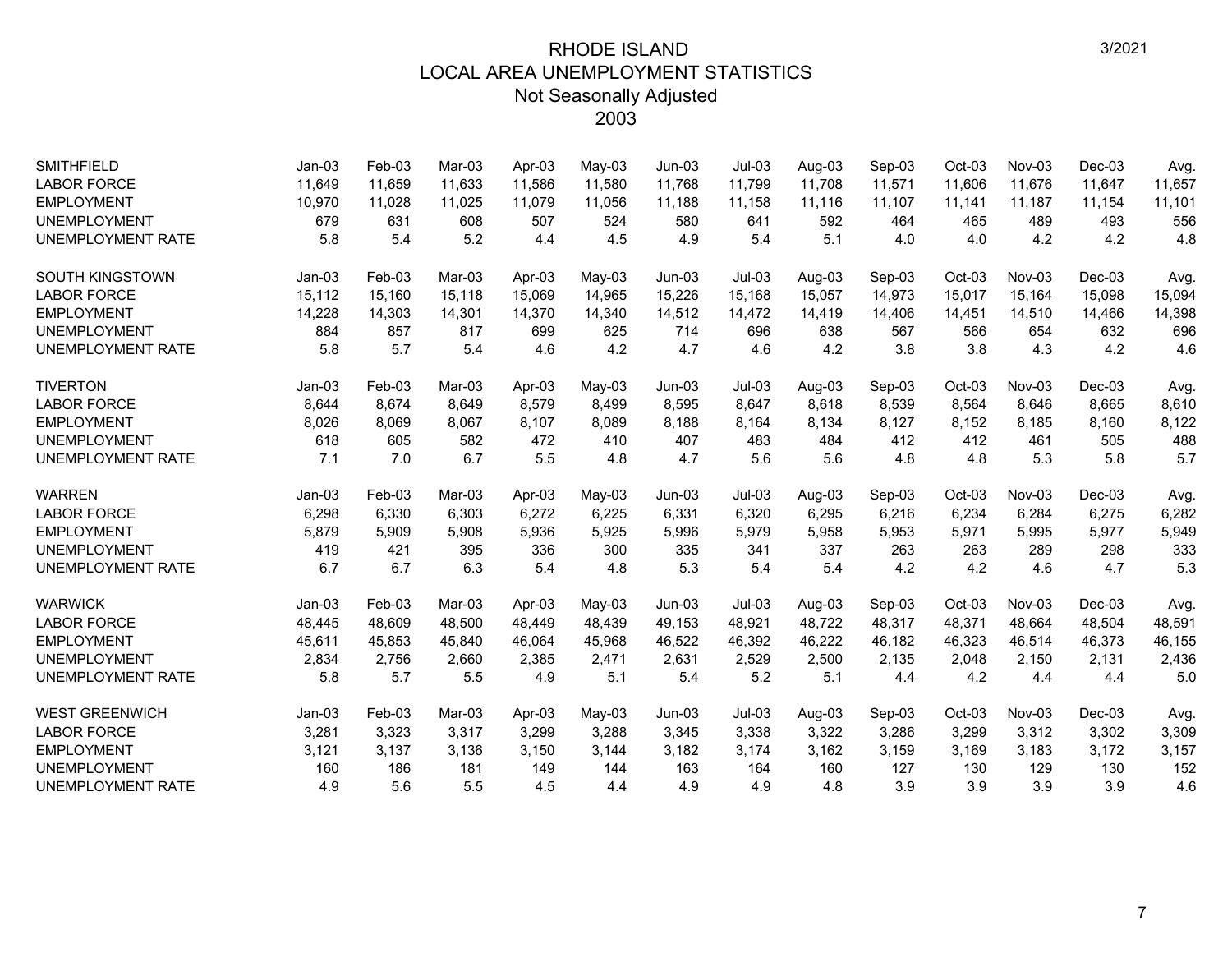# RHODE ISLAND
## LOCAL AREA UNEMPLOYMENT STATISTICS
### Not Seasonally Adjusted
### 2003

3/2021

| SMITHFIELD | Jan-03 | Feb-03 | Mar-03 | Apr-03 | May-03 | Jun-03 | Jul-03 | Aug-03 | Sep-03 | Oct-03 | Nov-03 | Dec-03 | Avg. |
|---|---|---|---|---|---|---|---|---|---|---|---|---|---|
| LABOR FORCE | 11,649 | 11,659 | 11,633 | 11,586 | 11,580 | 11,768 | 11,799 | 11,708 | 11,571 | 11,606 | 11,676 | 11,647 | 11,657 |
| EMPLOYMENT | 10,970 | 11,028 | 11,025 | 11,079 | 11,056 | 11,188 | 11,158 | 11,116 | 11,107 | 11,141 | 11,187 | 11,154 | 11,101 |
| UNEMPLOYMENT | 679 | 631 | 608 | 507 | 524 | 580 | 641 | 592 | 464 | 465 | 489 | 493 | 556 |
| UNEMPLOYMENT RATE | 5.8 | 5.4 | 5.2 | 4.4 | 4.5 | 4.9 | 5.4 | 5.1 | 4.0 | 4.0 | 4.2 | 4.2 | 4.8 |

| SOUTH KINGSTOWN | Jan-03 | Feb-03 | Mar-03 | Apr-03 | May-03 | Jun-03 | Jul-03 | Aug-03 | Sep-03 | Oct-03 | Nov-03 | Dec-03 | Avg. |
|---|---|---|---|---|---|---|---|---|---|---|---|---|---|
| LABOR FORCE | 15,112 | 15,160 | 15,118 | 15,069 | 14,965 | 15,226 | 15,168 | 15,057 | 14,973 | 15,017 | 15,164 | 15,098 | 15,094 |
| EMPLOYMENT | 14,228 | 14,303 | 14,301 | 14,370 | 14,340 | 14,512 | 14,472 | 14,419 | 14,406 | 14,451 | 14,510 | 14,466 | 14,398 |
| UNEMPLOYMENT | 884 | 857 | 817 | 699 | 625 | 714 | 696 | 638 | 567 | 566 | 654 | 632 | 696 |
| UNEMPLOYMENT RATE | 5.8 | 5.7 | 5.4 | 4.6 | 4.2 | 4.7 | 4.6 | 4.2 | 3.8 | 3.8 | 4.3 | 4.2 | 4.6 |

| TIVERTON | Jan-03 | Feb-03 | Mar-03 | Apr-03 | May-03 | Jun-03 | Jul-03 | Aug-03 | Sep-03 | Oct-03 | Nov-03 | Dec-03 | Avg. |
|---|---|---|---|---|---|---|---|---|---|---|---|---|---|
| LABOR FORCE | 8,644 | 8,674 | 8,649 | 8,579 | 8,499 | 8,595 | 8,647 | 8,618 | 8,539 | 8,564 | 8,646 | 8,665 | 8,610 |
| EMPLOYMENT | 8,026 | 8,069 | 8,067 | 8,107 | 8,089 | 8,188 | 8,164 | 8,134 | 8,127 | 8,152 | 8,185 | 8,160 | 8,122 |
| UNEMPLOYMENT | 618 | 605 | 582 | 472 | 410 | 407 | 483 | 484 | 412 | 412 | 461 | 505 | 488 |
| UNEMPLOYMENT RATE | 7.1 | 7.0 | 6.7 | 5.5 | 4.8 | 4.7 | 5.6 | 5.6 | 4.8 | 4.8 | 5.3 | 5.8 | 5.7 |

| WARREN | Jan-03 | Feb-03 | Mar-03 | Apr-03 | May-03 | Jun-03 | Jul-03 | Aug-03 | Sep-03 | Oct-03 | Nov-03 | Dec-03 | Avg. |
|---|---|---|---|---|---|---|---|---|---|---|---|---|---|
| LABOR FORCE | 6,298 | 6,330 | 6,303 | 6,272 | 6,225 | 6,331 | 6,320 | 6,295 | 6,216 | 6,234 | 6,284 | 6,275 | 6,282 |
| EMPLOYMENT | 5,879 | 5,909 | 5,908 | 5,936 | 5,925 | 5,996 | 5,979 | 5,958 | 5,953 | 5,971 | 5,995 | 5,977 | 5,949 |
| UNEMPLOYMENT | 419 | 421 | 395 | 336 | 300 | 335 | 341 | 337 | 263 | 263 | 289 | 298 | 333 |
| UNEMPLOYMENT RATE | 6.7 | 6.7 | 6.3 | 5.4 | 4.8 | 5.3 | 5.4 | 5.4 | 4.2 | 4.2 | 4.6 | 4.7 | 5.3 |

| WARWICK | Jan-03 | Feb-03 | Mar-03 | Apr-03 | May-03 | Jun-03 | Jul-03 | Aug-03 | Sep-03 | Oct-03 | Nov-03 | Dec-03 | Avg. |
|---|---|---|---|---|---|---|---|---|---|---|---|---|---|
| LABOR FORCE | 48,445 | 48,609 | 48,500 | 48,449 | 48,439 | 49,153 | 48,921 | 48,722 | 48,317 | 48,371 | 48,664 | 48,504 | 48,591 |
| EMPLOYMENT | 45,611 | 45,853 | 45,840 | 46,064 | 45,968 | 46,522 | 46,392 | 46,222 | 46,182 | 46,323 | 46,514 | 46,373 | 46,155 |
| UNEMPLOYMENT | 2,834 | 2,756 | 2,660 | 2,385 | 2,471 | 2,631 | 2,529 | 2,500 | 2,135 | 2,048 | 2,150 | 2,131 | 2,436 |
| UNEMPLOYMENT RATE | 5.8 | 5.7 | 5.5 | 4.9 | 5.1 | 5.4 | 5.2 | 5.1 | 4.4 | 4.2 | 4.4 | 4.4 | 5.0 |

| WEST GREENWICH | Jan-03 | Feb-03 | Mar-03 | Apr-03 | May-03 | Jun-03 | Jul-03 | Aug-03 | Sep-03 | Oct-03 | Nov-03 | Dec-03 | Avg. |
|---|---|---|---|---|---|---|---|---|---|---|---|---|---|
| LABOR FORCE | 3,281 | 3,323 | 3,317 | 3,299 | 3,288 | 3,345 | 3,338 | 3,322 | 3,286 | 3,299 | 3,312 | 3,302 | 3,309 |
| EMPLOYMENT | 3,121 | 3,137 | 3,136 | 3,150 | 3,144 | 3,182 | 3,174 | 3,162 | 3,159 | 3,169 | 3,183 | 3,172 | 3,157 |
| UNEMPLOYMENT | 160 | 186 | 181 | 149 | 144 | 163 | 164 | 160 | 127 | 130 | 129 | 130 | 152 |
| UNEMPLOYMENT RATE | 4.9 | 5.6 | 5.5 | 4.5 | 4.4 | 4.9 | 4.9 | 4.8 | 3.9 | 3.9 | 3.9 | 3.9 | 4.6 |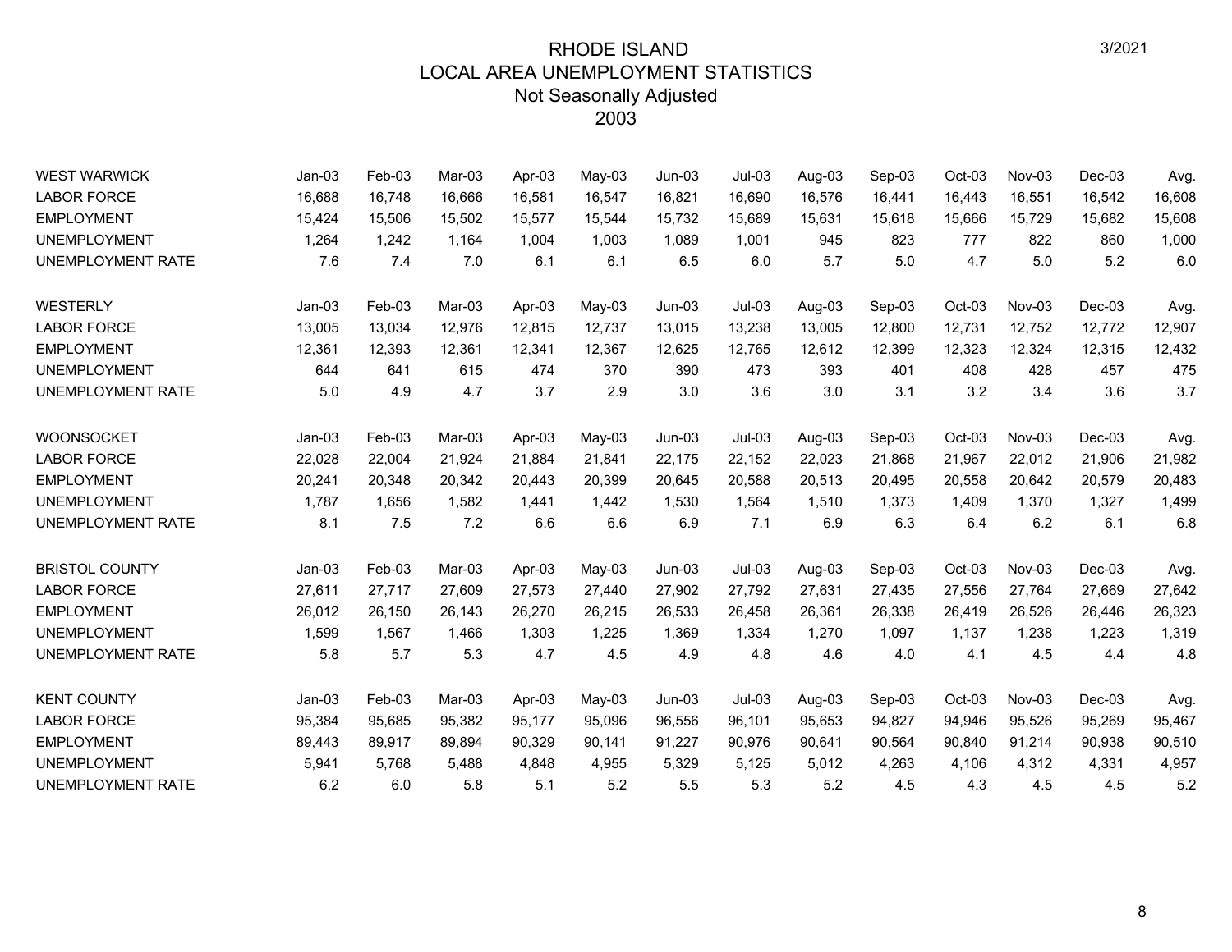# RHODE ISLAND
## LOCAL AREA UNEMPLOYMENT STATISTICS
### Not Seasonally Adjusted
### 2003

3/2021

| WEST WARWICK | Jan-03 | Feb-03 | Mar-03 | Apr-03 | May-03 | Jun-03 | Jul-03 | Aug-03 | Sep-03 | Oct-03 | Nov-03 | Dec-03 | Avg. |
|---|---|---|---|---|---|---|---|---|---|---|---|---|---|
| LABOR FORCE | 16,688 | 16,748 | 16,666 | 16,581 | 16,547 | 16,821 | 16,690 | 16,576 | 16,441 | 16,443 | 16,551 | 16,542 | 16,608 |
| EMPLOYMENT | 15,424 | 15,506 | 15,502 | 15,577 | 15,544 | 15,732 | 15,689 | 15,631 | 15,618 | 15,666 | 15,729 | 15,682 | 15,608 |
| UNEMPLOYMENT | 1,264 | 1,242 | 1,164 | 1,004 | 1,003 | 1,089 | 1,001 | 945 | 823 | 777 | 822 | 860 | 1,000 |
| UNEMPLOYMENT RATE | 7.6 | 7.4 | 7.0 | 6.1 | 6.1 | 6.5 | 6.0 | 5.7 | 5.0 | 4.7 | 5.0 | 5.2 | 6.0 |

| WESTERLY | Jan-03 | Feb-03 | Mar-03 | Apr-03 | May-03 | Jun-03 | Jul-03 | Aug-03 | Sep-03 | Oct-03 | Nov-03 | Dec-03 | Avg. |
|---|---|---|---|---|---|---|---|---|---|---|---|---|---|
| LABOR FORCE | 13,005 | 13,034 | 12,976 | 12,815 | 12,737 | 13,015 | 13,238 | 13,005 | 12,800 | 12,731 | 12,752 | 12,772 | 12,907 |
| EMPLOYMENT | 12,361 | 12,393 | 12,361 | 12,341 | 12,367 | 12,625 | 12,765 | 12,612 | 12,399 | 12,323 | 12,324 | 12,315 | 12,432 |
| UNEMPLOYMENT | 644 | 641 | 615 | 474 | 370 | 390 | 473 | 393 | 401 | 408 | 428 | 457 | 475 |
| UNEMPLOYMENT RATE | 5.0 | 4.9 | 4.7 | 3.7 | 2.9 | 3.0 | 3.6 | 3.0 | 3.1 | 3.2 | 3.4 | 3.6 | 3.7 |

| WOONSOCKET | Jan-03 | Feb-03 | Mar-03 | Apr-03 | May-03 | Jun-03 | Jul-03 | Aug-03 | Sep-03 | Oct-03 | Nov-03 | Dec-03 | Avg. |
|---|---|---|---|---|---|---|---|---|---|---|---|---|---|
| LABOR FORCE | 22,028 | 22,004 | 21,924 | 21,884 | 21,841 | 22,175 | 22,152 | 22,023 | 21,868 | 21,967 | 22,012 | 21,906 | 21,982 |
| EMPLOYMENT | 20,241 | 20,348 | 20,342 | 20,443 | 20,399 | 20,645 | 20,588 | 20,513 | 20,495 | 20,558 | 20,642 | 20,579 | 20,483 |
| UNEMPLOYMENT | 1,787 | 1,656 | 1,582 | 1,441 | 1,442 | 1,530 | 1,564 | 1,510 | 1,373 | 1,409 | 1,370 | 1,327 | 1,499 |
| UNEMPLOYMENT RATE | 8.1 | 7.5 | 7.2 | 6.6 | 6.6 | 6.9 | 7.1 | 6.9 | 6.3 | 6.4 | 6.2 | 6.1 | 6.8 |

| BRISTOL COUNTY | Jan-03 | Feb-03 | Mar-03 | Apr-03 | May-03 | Jun-03 | Jul-03 | Aug-03 | Sep-03 | Oct-03 | Nov-03 | Dec-03 | Avg. |
|---|---|---|---|---|---|---|---|---|---|---|---|---|---|
| LABOR FORCE | 27,611 | 27,717 | 27,609 | 27,573 | 27,440 | 27,902 | 27,792 | 27,631 | 27,435 | 27,556 | 27,764 | 27,669 | 27,642 |
| EMPLOYMENT | 26,012 | 26,150 | 26,143 | 26,270 | 26,215 | 26,533 | 26,458 | 26,361 | 26,338 | 26,419 | 26,526 | 26,446 | 26,323 |
| UNEMPLOYMENT | 1,599 | 1,567 | 1,466 | 1,303 | 1,225 | 1,369 | 1,334 | 1,270 | 1,097 | 1,137 | 1,238 | 1,223 | 1,319 |
| UNEMPLOYMENT RATE | 5.8 | 5.7 | 5.3 | 4.7 | 4.5 | 4.9 | 4.8 | 4.6 | 4.0 | 4.1 | 4.5 | 4.4 | 4.8 |

| KENT COUNTY | Jan-03 | Feb-03 | Mar-03 | Apr-03 | May-03 | Jun-03 | Jul-03 | Aug-03 | Sep-03 | Oct-03 | Nov-03 | Dec-03 | Avg. |
|---|---|---|---|---|---|---|---|---|---|---|---|---|---|
| LABOR FORCE | 95,384 | 95,685 | 95,382 | 95,177 | 95,096 | 96,556 | 96,101 | 95,653 | 94,827 | 94,946 | 95,526 | 95,269 | 95,467 |
| EMPLOYMENT | 89,443 | 89,917 | 89,894 | 90,329 | 90,141 | 91,227 | 90,976 | 90,641 | 90,564 | 90,840 | 91,214 | 90,938 | 90,510 |
| UNEMPLOYMENT | 5,941 | 5,768 | 5,488 | 4,848 | 4,955 | 5,329 | 5,125 | 5,012 | 4,263 | 4,106 | 4,312 | 4,331 | 4,957 |
| UNEMPLOYMENT RATE | 6.2 | 6.0 | 5.8 | 5.1 | 5.2 | 5.5 | 5.3 | 5.2 | 4.5 | 4.3 | 4.5 | 4.5 | 5.2 |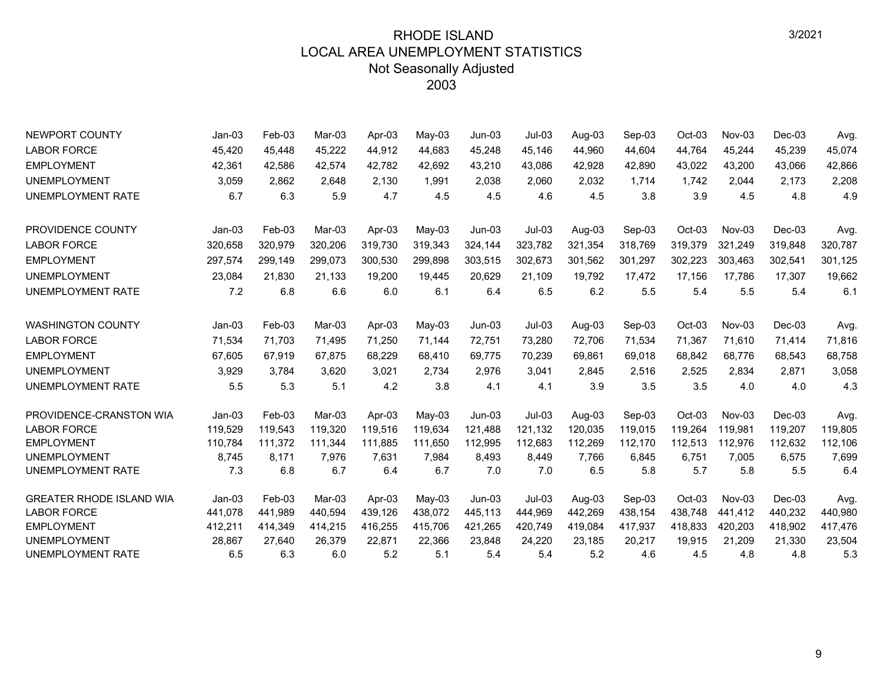# RHODE ISLAND
## LOCAL AREA UNEMPLOYMENT STATISTICS
### Not Seasonally Adjusted
### 2003

| NEWPORT COUNTY | Jan-03 | Feb-03 | Mar-03 | Apr-03 | May-03 | Jun-03 | Jul-03 | Aug-03 | Sep-03 | Oct-03 | Nov-03 | Dec-03 | Avg. |
|---|---|---|---|---|---|---|---|---|---|---|---|---|---|
| LABOR FORCE | 45,420 | 45,448 | 45,222 | 44,912 | 44,683 | 45,248 | 45,146 | 44,960 | 44,604 | 44,764 | 45,244 | 45,239 | 45,074 |
| EMPLOYMENT | 42,361 | 42,586 | 42,574 | 42,782 | 42,692 | 43,210 | 43,086 | 42,928 | 42,890 | 43,022 | 43,200 | 43,066 | 42,866 |
| UNEMPLOYMENT | 3,059 | 2,862 | 2,648 | 2,130 | 1,991 | 2,038 | 2,060 | 2,032 | 1,714 | 1,742 | 2,044 | 2,173 | 2,208 |
| UNEMPLOYMENT RATE | 6.7 | 6.3 | 5.9 | 4.7 | 4.5 | 4.5 | 4.6 | 4.5 | 3.8 | 3.9 | 4.5 | 4.8 | 4.9 |

| PROVIDENCE COUNTY | Jan-03 | Feb-03 | Mar-03 | Apr-03 | May-03 | Jun-03 | Jul-03 | Aug-03 | Sep-03 | Oct-03 | Nov-03 | Dec-03 | Avg. |
|---|---|---|---|---|---|---|---|---|---|---|---|---|---|
| LABOR FORCE | 320,658 | 320,979 | 320,206 | 319,730 | 319,343 | 324,144 | 323,782 | 321,354 | 318,769 | 319,379 | 321,249 | 319,848 | 320,787 |
| EMPLOYMENT | 297,574 | 299,149 | 299,073 | 300,530 | 299,898 | 303,515 | 302,673 | 301,562 | 301,297 | 302,223 | 303,463 | 302,541 | 301,125 |
| UNEMPLOYMENT | 23,084 | 21,830 | 21,133 | 19,200 | 19,445 | 20,629 | 21,109 | 19,792 | 17,472 | 17,156 | 17,786 | 17,307 | 19,662 |
| UNEMPLOYMENT RATE | 7.2 | 6.8 | 6.6 | 6.0 | 6.1 | 6.4 | 6.5 | 6.2 | 5.5 | 5.4 | 5.5 | 5.4 | 6.1 |

| WASHINGTON COUNTY | Jan-03 | Feb-03 | Mar-03 | Apr-03 | May-03 | Jun-03 | Jul-03 | Aug-03 | Sep-03 | Oct-03 | Nov-03 | Dec-03 | Avg. |
|---|---|---|---|---|---|---|---|---|---|---|---|---|---|
| LABOR FORCE | 71,534 | 71,703 | 71,495 | 71,250 | 71,144 | 72,751 | 73,280 | 72,706 | 71,534 | 71,367 | 71,610 | 71,414 | 71,816 |
| EMPLOYMENT | 67,605 | 67,919 | 67,875 | 68,229 | 68,410 | 69,775 | 70,239 | 69,861 | 69,018 | 68,842 | 68,776 | 68,543 | 68,758 |
| UNEMPLOYMENT | 3,929 | 3,784 | 3,620 | 3,021 | 2,734 | 2,976 | 3,041 | 2,845 | 2,516 | 2,525 | 2,834 | 2,871 | 3,058 |
| UNEMPLOYMENT RATE | 5.5 | 5.3 | 5.1 | 4.2 | 3.8 | 4.1 | 4.1 | 3.9 | 3.5 | 3.5 | 4.0 | 4.0 | 4.3 |

| PROVIDENCE-CRANSTON WIA | Jan-03 | Feb-03 | Mar-03 | Apr-03 | May-03 | Jun-03 | Jul-03 | Aug-03 | Sep-03 | Oct-03 | Nov-03 | Dec-03 | Avg. |
|---|---|---|---|---|---|---|---|---|---|---|---|---|---|
| LABOR FORCE | 119,529 | 119,543 | 119,320 | 119,516 | 119,634 | 121,488 | 121,132 | 120,035 | 119,015 | 119,264 | 119,981 | 119,207 | 119,805 |
| EMPLOYMENT | 110,784 | 111,372 | 111,344 | 111,885 | 111,650 | 112,995 | 112,683 | 112,269 | 112,170 | 112,513 | 112,976 | 112,632 | 112,106 |
| UNEMPLOYMENT | 8,745 | 8,171 | 7,976 | 7,631 | 7,984 | 8,493 | 8,449 | 7,766 | 6,845 | 6,751 | 7,005 | 6,575 | 7,699 |
| UNEMPLOYMENT RATE | 7.3 | 6.8 | 6.7 | 6.4 | 6.7 | 7.0 | 7.0 | 6.5 | 5.8 | 5.7 | 5.8 | 5.5 | 6.4 |

| GREATER RHODE ISLAND WIA | Jan-03 | Feb-03 | Mar-03 | Apr-03 | May-03 | Jun-03 | Jul-03 | Aug-03 | Sep-03 | Oct-03 | Nov-03 | Dec-03 | Avg. |
|---|---|---|---|---|---|---|---|---|---|---|---|---|---|
| LABOR FORCE | 441,078 | 441,989 | 440,594 | 439,126 | 438,072 | 445,113 | 444,969 | 442,269 | 438,154 | 438,748 | 441,412 | 440,232 | 440,980 |
| EMPLOYMENT | 412,211 | 414,349 | 414,215 | 416,255 | 415,706 | 421,265 | 420,749 | 419,084 | 417,937 | 418,833 | 420,203 | 418,902 | 417,476 |
| UNEMPLOYMENT | 28,867 | 27,640 | 26,379 | 22,871 | 22,366 | 23,848 | 24,220 | 23,185 | 20,217 | 19,915 | 21,209 | 21,330 | 23,504 |
| UNEMPLOYMENT RATE | 6.5 | 6.3 | 6.0 | 5.2 | 5.1 | 5.4 | 5.4 | 5.2 | 4.6 | 4.5 | 4.8 | 4.8 | 5.3 |